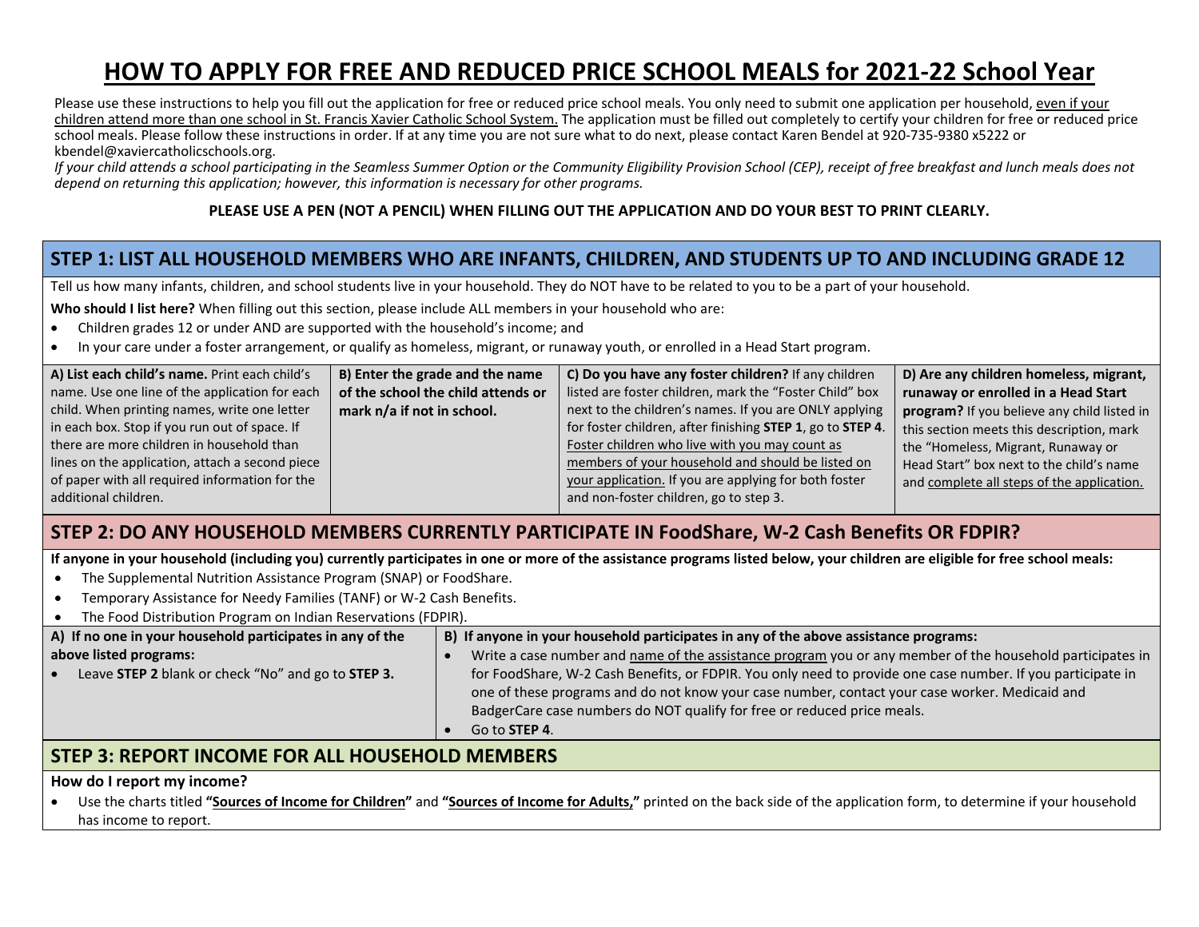# HOW TO APPLY FOR FREE AND REDUCED PRICE SCHOOL MEALS for 2021-22 School Year

Please use these instructions to help you fill out the application for free or reduced price school meals. You only need to submit one application per household, even if your children attend more than one school in St. Francis Xavier Catholic School System. The application must be filled out completely to certify your children for free or reduced price school meals. Please follow these instructions in order. If at any time you are not sure what to do next, please contact Karen Bendel at 920-735-9380 x5222 or kbendel@xaviercatholicschools.org.

*If your child attends a school participating in the Seamless Summer Option or the Community Eligibility Provision School (CEP), receipt of free breakfast and lunch meals does not depend on returning this application; however, this information is necessary for other programs.*

**PLEASE USE A PEN (NOT A PENCIL) WHEN FILLING OUT THE APPLICATION AND DO YOUR BEST TO PRINT CLEARLY.**

## STEP 1: LIST ALL HOUSEHOLD MEMBERS WHO ARE INFANTS, CHILDREN, AND STUDENTS UP TO AND INCLUDING GRADE 12

Tell us how many infants, children, and school students live in your household. They do NOT have to be related to you to be a part of your household.

**Who should I list here?** When filling out this section, please include ALL members in your household who are:

- Children grades 12 or under AND are supported with the household's income; and
- In your care under a foster arrangement, or qualify as homeless, migrant, or runaway youth, or enrolled in a Head Start program.

| A) List each child's name. | B) Enter the grade and the name of the school the child attends or mark n/a if not in school. | C) Do you have any foster children? | D) Are any children homeless, migrant, runaway or enrolled in a Head Start program? |
|---|---|---|---|
| Print each child's name. Use one line of the application for each child. When printing names, write one letter in each box. Stop if you run out of space. If there are more children in household than lines on the application, attach a second piece of paper with all required information for the additional children. | | If any children listed are foster children, mark the "Foster Child" box next to the children's names. If you are ONLY applying for foster children, after finishing **STEP 1**, go to **STEP 4**. Foster children who live with you may count as members of your household and should be listed on your application. If you are applying for both foster and non-foster children, go to step 3. | If you believe any child listed in this section meets this description, mark the "Homeless, Migrant, Runaway or Head Start" box next to the child's name and complete all steps of the application. |

## STEP 2: DO ANY HOUSEHOLD MEMBERS CURRENTLY PARTICIPATE IN FoodShare, W-2 Cash Benefits OR FDPIR?

**If anyone in your household (including you) currently participates in one or more of the assistance programs listed below, your children are eligible for free school meals:**

- The Supplemental Nutrition Assistance Program (SNAP) or FoodShare.
- Temporary Assistance for Needy Families (TANF) or W-2 Cash Benefits.
- The Food Distribution Program on Indian Reservations (FDPIR).

| A) If no one in your household participates in any of the above listed programs: | B) If anyone in your household participates in any of the above assistance programs: |
|---|---|
| • Leave **STEP 2** blank or check "No" and go to **STEP 3.** | • Write a case number and name of the assistance program you or any member of the household participates in for FoodShare, W-2 Cash Benefits, or FDPIR. You only need to provide one case number. If you participate in one of these programs and do not know your case number, contact your case worker. Medicaid and BadgerCare case numbers do NOT qualify for free or reduced price meals.<br>• Go to **STEP 4**. |

## STEP 3: REPORT INCOME FOR ALL HOUSEHOLD MEMBERS

**How do I report my income?**

- Use the charts titled **"Sources of Income for Children"** and **"Sources of Income for Adults,"** printed on the back side of the application form, to determine if your household has income to report.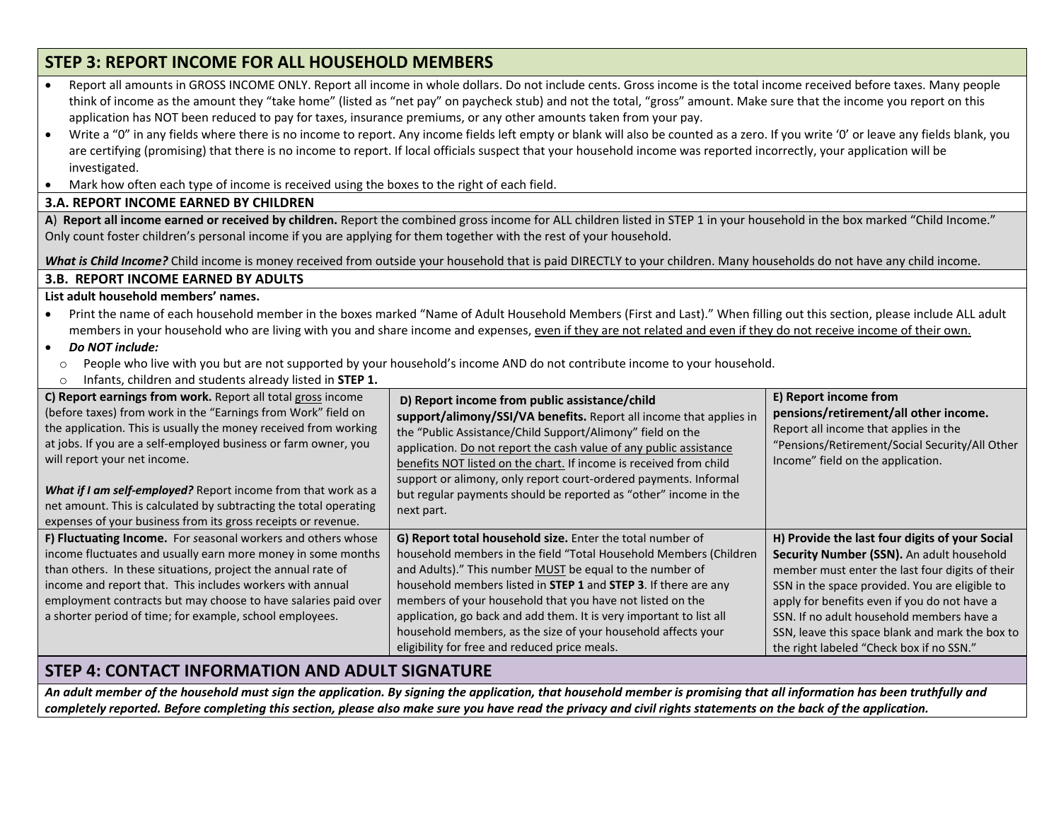## STEP 3: REPORT INCOME FOR ALL HOUSEHOLD MEMBERS

- Report all amounts in GROSS INCOME ONLY. Report all income in whole dollars. Do not include cents. Gross income is the total income received before taxes. Many people think of income as the amount they "take home" (listed as "net pay" on paycheck stub) and not the total, "gross" amount. Make sure that the income you report on this application has NOT been reduced to pay for taxes, insurance premiums, or any other amounts taken from your pay.
- Write a "0" in any fields where there is no income to report. Any income fields left empty or blank will also be counted as a zero. If you write '0' or leave any fields blank, you are certifying (promising) that there is no income to report. If local officials suspect that your household income was reported incorrectly, your application will be investigated.
- Mark how often each type of income is received using the boxes to the right of each field.

### 3.A. REPORT INCOME EARNED BY CHILDREN

A) **Report all income earned or received by children.** Report the combined gross income for ALL children listed in STEP 1 in your household in the box marked "Child Income." Only count foster children's personal income if you are applying for them together with the rest of your household.

***What is Child Income?*** Child income is money received from outside your household that is paid DIRECTLY to your children. Many households do not have any child income.

### 3.B. REPORT INCOME EARNED BY ADULTS

**List adult household members' names.**

- Print the name of each household member in the boxes marked "Name of Adult Household Members (First and Last)." When filling out this section, please include ALL adult members in your household who are living with you and share income and expenses, even if they are not related and even if they do not receive income of their own.
- ***Do NOT include:***
  - People who live with you but are not supported by your household's income AND do not contribute income to your household.
  - Infants, children and students already listed in **STEP 1.**

**C) Report earnings from work.** Report all total gross income (before taxes) from work in the "Earnings from Work" field on the application. This is usually the money received from working at jobs. If you are a self-employed business or farm owner, you will report your net income.

***What if I am self-employed?*** Report income from that work as a net amount. This is calculated by subtracting the total operating expenses of your business from its gross receipts or revenue.

**D) Report income from public assistance/child support/alimony/SSI/VA benefits.** Report all income that applies in the "Public Assistance/Child Support/Alimony" field on the application. Do not report the cash value of any public assistance benefits NOT listed on the chart. If income is received from child support or alimony, only report court-ordered payments. Informal but regular payments should be reported as "other" income in the next part.

**E) Report income from pensions/retirement/all other income.** Report all income that applies in the "Pensions/Retirement/Social Security/All Other Income" field on the application.

**F) Fluctuating Income.** For seasonal workers and others whose income fluctuates and usually earn more money in some months than others. In these situations, project the annual rate of income and report that. This includes workers with annual employment contracts but may choose to have salaries paid over a shorter period of time; for example, school employees.

**G) Report total household size.** Enter the total number of household members in the field "Total Household Members (Children and Adults)." This number MUST be equal to the number of household members listed in **STEP 1** and **STEP 3**. If there are any members of your household that you have not listed on the application, go back and add them. It is very important to list all household members, as the size of your household affects your eligibility for free and reduced price meals.

**H) Provide the last four digits of your Social Security Number (SSN).** An adult household member must enter the last four digits of their SSN in the space provided. You are eligible to apply for benefits even if you do not have a SSN. If no adult household members have a SSN, leave this space blank and mark the box to the right labeled "Check box if no SSN."

## STEP 4: CONTACT INFORMATION AND ADULT SIGNATURE

***An adult member of the household must sign the application. By signing the application, that household member is promising that all information has been truthfully and completely reported. Before completing this section, please also make sure you have read the privacy and civil rights statements on the back of the application.***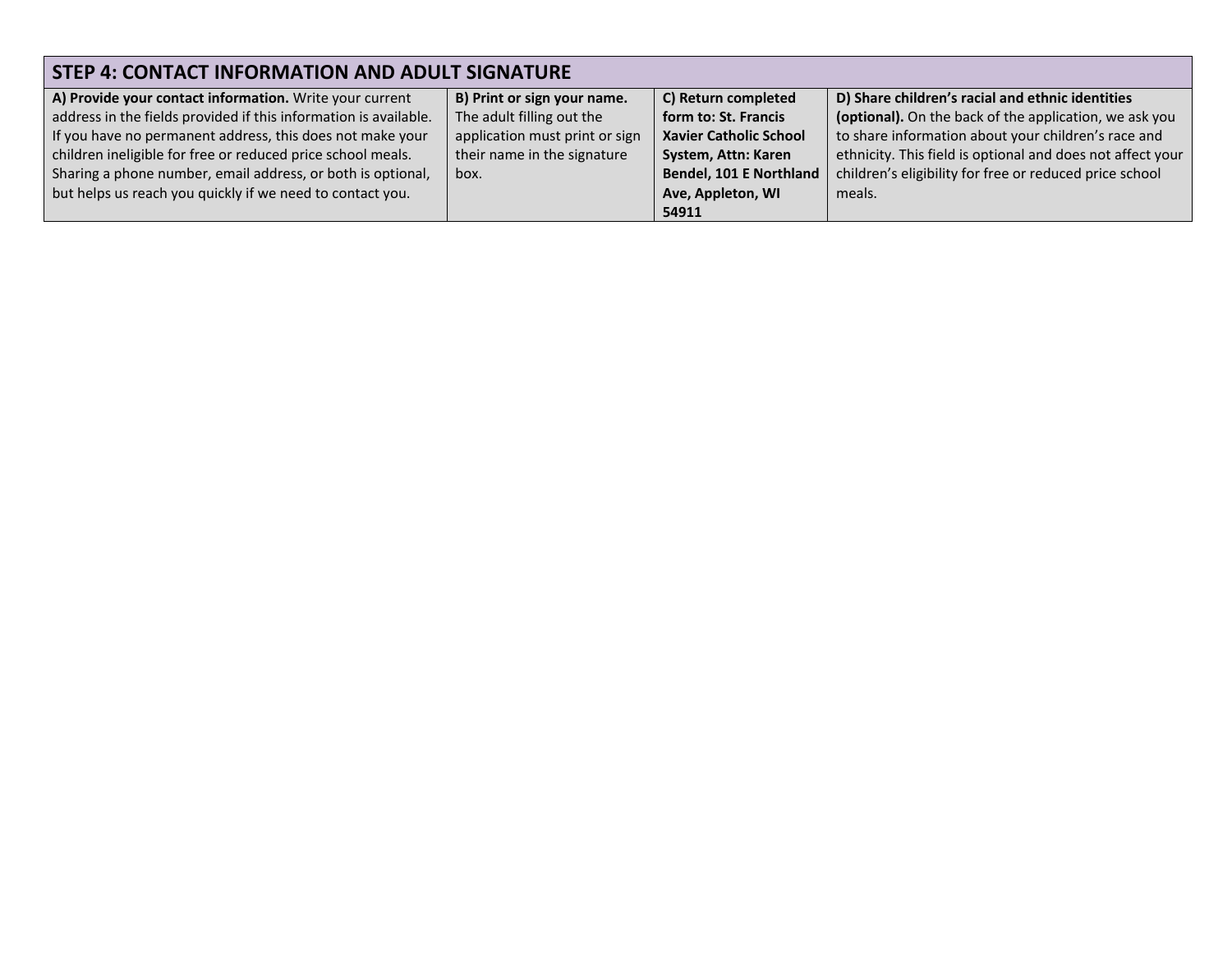| STEP 4: CONTACT INFORMATION AND ADULT SIGNATURE | | | |
|---|---|---|---|
| **A) Provide your contact information.** Write your current address in the fields provided if this information is available. If you have no permanent address, this does not make your children ineligible for free or reduced price school meals. Sharing a phone number, email address, or both is optional, but helps us reach you quickly if we need to contact you. | **B) Print or sign your name.** The adult filling out the application must print or sign their name in the signature box. | **C) Return completed form to: St. Francis Xavier Catholic School System, Attn: Karen Bendel, 101 E Northland Ave, Appleton, WI 54911** | **D) Share children's racial and ethnic identities (optional).** On the back of the application, we ask you to share information about your children's race and ethnicity. This field is optional and does not affect your children's eligibility for free or reduced price school meals. |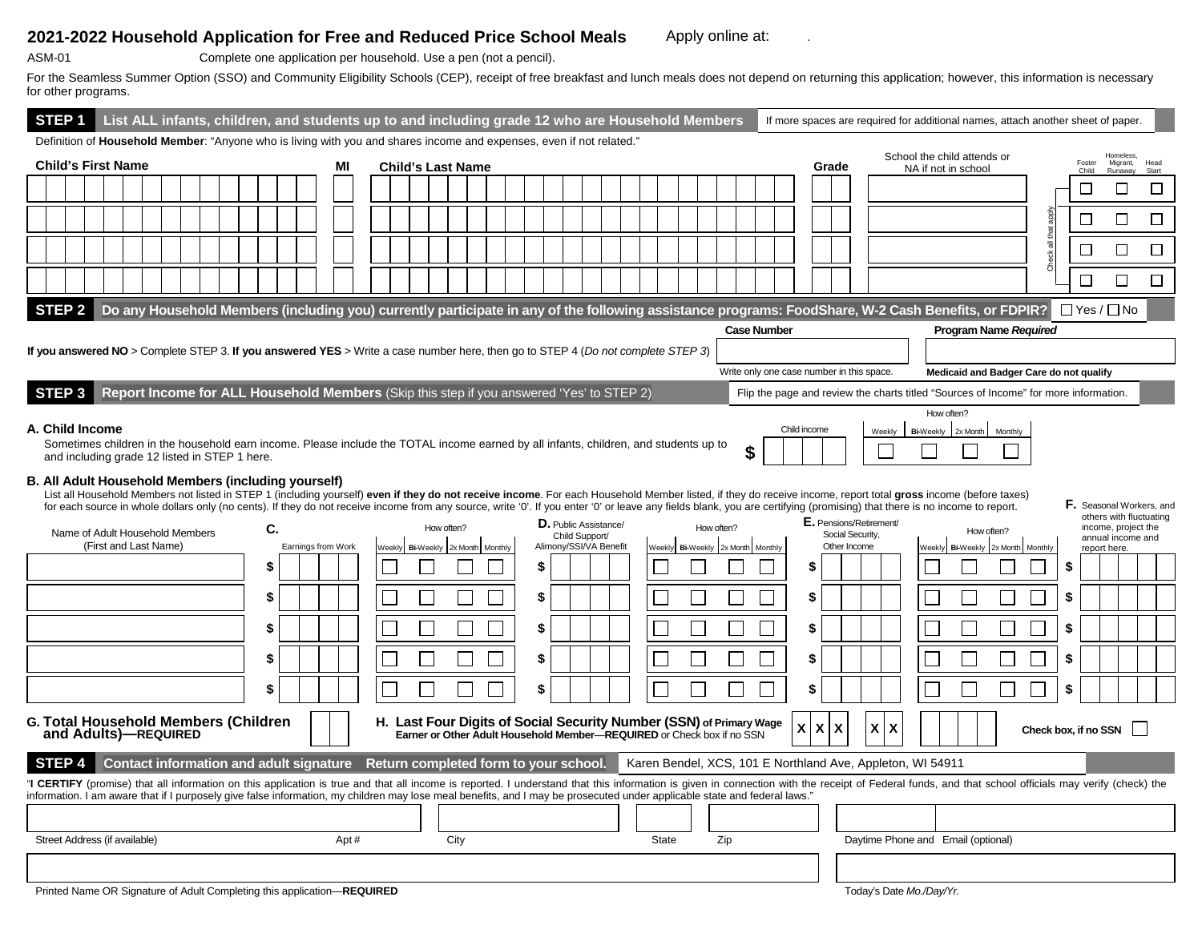## 2021-2022 Household Application for Free and Reduced Price School Meals

Apply online at: .

ASM-01

Complete one application per household. Use a pen (not a pencil).

For the Seamless Summer Option (SSO) and Community Eligibility Schools (CEP), receipt of free breakfast and lunch meals does not depend on returning this application; however, this information is necessary for other programs.

### STEP 1 List ALL infants, children, and students up to and including grade 12 who are Household Members

If more spaces are required for additional names, attach another sheet of paper.

Definition of **Household Member**: "Anyone who is living with you and shares income and expenses, even if not related."

| Child's First Name | MI | Child's Last Name | Grade | School the child attends or NA if not in school | Foster Child | Homeless, Migrant, Runaway | Head Start |
|---|---|---|---|---|---|---|---|
| | | | | | ☐ | ☐ | ☐ |
| | | | | | ☐ | ☐ | ☐ |
| | | | | | ☐ | ☐ | ☐ |
| | | | | | ☐ | ☐ | ☐ |

Check all that apply

### STEP 2 Do any Household Members (including you) currently participate in any of the following assistance programs: FoodShare, W-2 Cash Benefits, or FDPIR?

☐ Yes / ☐ No

**If you answered NO** > Complete STEP 3. **If you answered YES** > Write a case number here, then go to STEP 4 (*Do not complete STEP 3*)

| Case Number | Program Name *Required* |
|---|---|
| | |
| Write only one case number in this space. | **Medicaid and Badger Care do not qualify** |

### STEP 3 Report Income for ALL Household Members (Skip this step if you answered 'Yes' to STEP 2)

Flip the page and review the charts titled "Sources of Income" for more information.

**A. Child Income**

Sometimes children in the household earn income. Please include the TOTAL income earned by all infants, children, and students up to and including grade 12 listed in STEP 1 here.

| Child income | How often? | | | |
|---|---|---|---|---|
| | Weekly | Bi-Weekly | 2x Month | Monthly |
| $ | ☐ | ☐ | ☐ | ☐ |

**B. All Adult Household Members (including yourself)**

List all Household Members not listed in STEP 1 (including yourself) **even if they do not receive income**. For each Household Member listed, if they do receive income, report total **gross** income (before taxes) for each source in whole dollars only (no cents). If they do not receive income from any source, write '0'. If you enter '0' or leave any fields blank, you are certifying (promising) that there is no income to report.

| Name of Adult Household Members (First and Last Name) | C. Earnings from Work | How often? | | | | D. Public Assistance/ Child Support/ Alimony/SSI/VA Benefit | How often? | | | | E. Pensions/Retirement/ Social Security, Other Income | How often? | | | | F. Seasonal Workers, and others with fluctuating income, project the annual income and report here. |
|---|---|---|---|---|---|---|---|---|---|---|---|---|---|---|---|---|
| | | Weekly | Bi-Weekly | 2x Month | Monthly | | Weekly | Bi-Weekly | 2x Month | Monthly | | Weekly | Bi-Weekly | 2x Month | Monthly | |
| | $ | ☐ | ☐ | ☐ | ☐ | $ | ☐ | ☐ | ☐ | ☐ | $ | ☐ | ☐ | ☐ | ☐ | $ |
| | $ | ☐ | ☐ | ☐ | ☐ | $ | ☐ | ☐ | ☐ | ☐ | $ | ☐ | ☐ | ☐ | ☐ | $ |
| | $ | ☐ | ☐ | ☐ | ☐ | $ | ☐ | ☐ | ☐ | ☐ | $ | ☐ | ☐ | ☐ | ☐ | $ |
| | $ | ☐ | ☐ | ☐ | ☐ | $ | ☐ | ☐ | ☐ | ☐ | $ | ☐ | ☐ | ☐ | ☐ | $ |
| | $ | ☐ | ☐ | ☐ | ☐ | $ | ☐ | ☐ | ☐ | ☐ | $ | ☐ | ☐ | ☐ | ☐ | $ |

**G. Total Household Members (Children and Adults)—REQUIRED**

**H. Last Four Digits of Social Security Number (SSN) of Primary Wage Earner or Other Adult Household Member—REQUIRED** or Check box if no SSN

X X X - X X - _ _ _ _

Check box, if no SSN ☐

### STEP 4 Contact information and adult signature Return completed form to your school.

Karen Bendel, XCS, 101 E Northland Ave, Appleton, WI 54911

"**I CERTIFY** (promise) that all information on this application is true and that all income is reported. I understand that this information is given in connection with the receipt of Federal funds, and that school officials may verify (check) the information. I am aware that if I purposely give false information, my children may lose meal benefits, and I may be prosecuted under applicable state and federal laws."

| Street Address (if available) | Apt # | City | State | Zip | Daytime Phone and | Email (optional) |
|---|---|---|---|---|---|---|
| | | | | | | |

| Printed Name OR Signature of Adult Completing this application—**REQUIRED** | Today's Date *Mo./Day/Yr.* |
|---|---|
| | |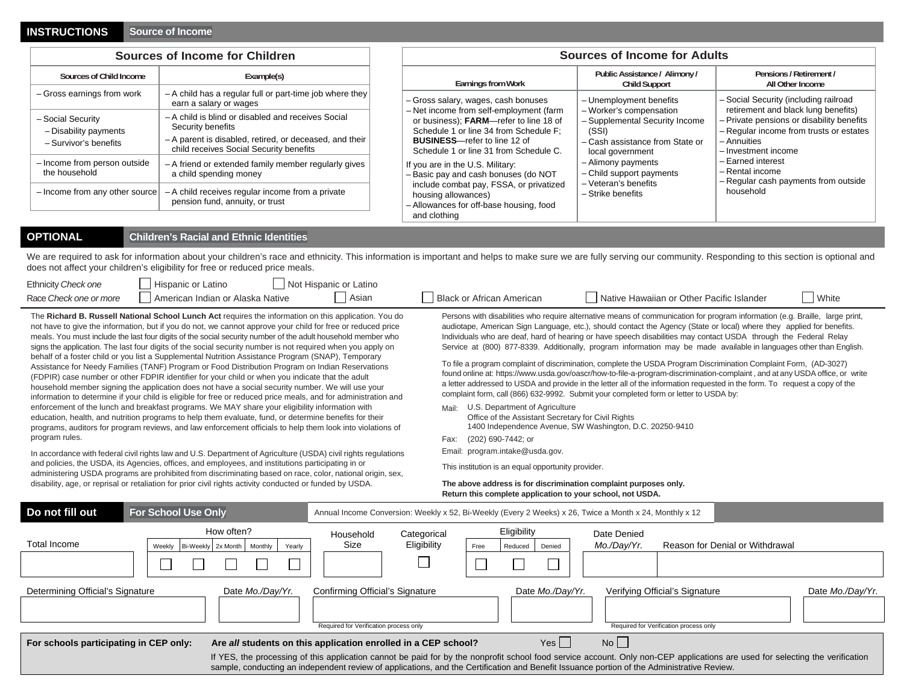## INSTRUCTIONS Source of Income

### Sources of Income for Children

| Sources of Child Income | Example(s) |
|---|---|
| – Gross earnings from work | – A child has a regular full or part-time job where they earn a salary or wages |
| – Social Security<br>– Disability payments<br>– Survivor's benefits | – A child is blind or disabled and receives Social Security benefits<br>– A parent is disabled, retired, or deceased, and their child receives Social Security benefits |
| – Income from person outside the household | – A friend or extended family member regularly gives a child spending money |
| – Income from any other source | – A child receives regular income from a private pension fund, annuity, or trust |

### Sources of Income for Adults

| Earnings from Work | Public Assistance / Alimony / Child Support | Pensions / Retirement / All Other Income |
|---|---|---|
| – Gross salary, wages, cash bonuses<br>– Net income from self-employment (farm or business); **FARM**—refer to line 18 of Schedule 1 or line 34 from Schedule F; **BUSINESS**—refer to line 12 of Schedule 1 or line 31 from Schedule C.<br>If you are in the U.S. Military:<br>– Basic pay and cash bonuses (do NOT include combat pay, FSSA, or privatized housing allowances)<br>– Allowances for off-base housing, food and clothing | – Unemployment benefits<br>– Worker's compensation<br>– Supplemental Security Income (SSI)<br>– Cash assistance from State or local government<br>– Alimony payments<br>– Child support payments<br>– Veteran's benefits<br>– Strike benefits | – Social Security (including railroad retirement and black lung benefits)<br>– Private pensions or disability benefits<br>– Regular income from trusts or estates<br>– Annuities<br>– Investment income<br>– Earned interest<br>– Rental income<br>– Regular cash payments from outside household |

## OPTIONAL Children's Racial and Ethnic Identities

We are required to ask for information about your children's race and ethnicity. This information is important and helps to make sure we are fully serving our community. Responding to this section is optional and does not affect your children's eligibility for free or reduced price meals.

Ethnicity *Check one* ☐ Hispanic or Latino ☐ Not Hispanic or Latino

Race *Check one or more* ☐ American Indian or Alaska Native ☐ Asian ☐ Black or African American ☐ Native Hawaiian or Other Pacific Islander ☐ White

The **Richard B. Russell National School Lunch Act** requires the information on this application. You do not have to give the information, but if you do not, we cannot approve your child for free or reduced price meals. You must include the last four digits of the social security number of the adult household member who signs the application. The last four digits of the social security number is not required when you apply on behalf of a foster child or you list a Supplemental Nutrition Assistance Program (SNAP), Temporary Assistance for Needy Families (TANF) Program or Food Distribution Program on Indian Reservations (FDPIR) case number or other FDPIR identifier for your child or when you indicate that the adult household member signing the application does not have a social security number. We will use your information to determine if your child is eligible for free or reduced price meals, and for administration and enforcement of the lunch and breakfast programs. We MAY share your eligibility information with education, health, and nutrition programs to help them evaluate, fund, or determine benefits for their programs, auditors for program reviews, and law enforcement officials to help them look into violations of program rules.

In accordance with federal civil rights law and U.S. Department of Agriculture (USDA) civil rights regulations and policies, the USDA, its Agencies, offices, and employees, and institutions participating in or administering USDA programs are prohibited from discriminating based on race, color, national origin, sex, disability, age, or reprisal or retaliation for prior civil rights activity conducted or funded by USDA.

Persons with disabilities who require alternative means of communication for program information (e.g. Braille, large print, audiotape, American Sign Language, etc.), should contact the Agency (State or local) where they applied for benefits. Individuals who are deaf, hard of hearing or have speech disabilities may contact USDA through the Federal Relay Service at (800) 877-8339. Additionally, program information may be made available in languages other than English.

To file a program complaint of discrimination, complete the USDA Program Discrimination Complaint Form, (AD-3027) found online at: https://www.usda.gov/oascr/how-to-file-a-program-discrimination-complaint , and at any USDA office, or write a letter addressed to USDA and provide in the letter all of the information requested in the form. To request a copy of the complaint form, call (866) 632-9992. Submit your completed form or letter to USDA by:

Mail: U.S. Department of Agriculture
Office of the Assistant Secretary for Civil Rights
1400 Independence Avenue, SW Washington, D.C. 20250-9410

Fax: (202) 690-7442; or

Email: program.intake@usda.gov.

This institution is an equal opportunity provider.

**The above address is for discrimination complaint purposes only. Return this complete application to your school, not USDA.**

## Do not fill out For School Use Only

Annual Income Conversion: Weekly x 52, Bi-Weekly (Every 2 Weeks) x 26, Twice a Month x 24, Monthly x 12

Total Income: ________

How often? ☐ Weekly ☐ Bi-Weekly ☐ 2x Month ☐ Monthly ☐ Yearly

Household Size: ________

Categorical Eligibility ☐

Eligibility: ☐ Free ☐ Reduced ☐ Denied

Date Denied *Mo./Day/Yr.* ________ Reason for Denial or Withdrawal ________

Determining Official's Signature ________ Date *Mo./Day/Yr.* ________

Confirming Official's Signature ________ Date *Mo./Day/Yr.* ________
Required for Verification process only

Verifying Official's Signature ________ Date *Mo./Day/Yr.* ________
Required for Verification process only

**For schools participating in CEP only:** **Are *all* students on this application enrolled in a CEP school?** Yes ☐ No ☐

If YES, the processing of this application cannot be paid for by the nonprofit school food service account. Only non-CEP applications are used for selecting the verification sample, conducting an independent review of applications, and the Certification and Benefit Issuance portion of the Administrative Review.